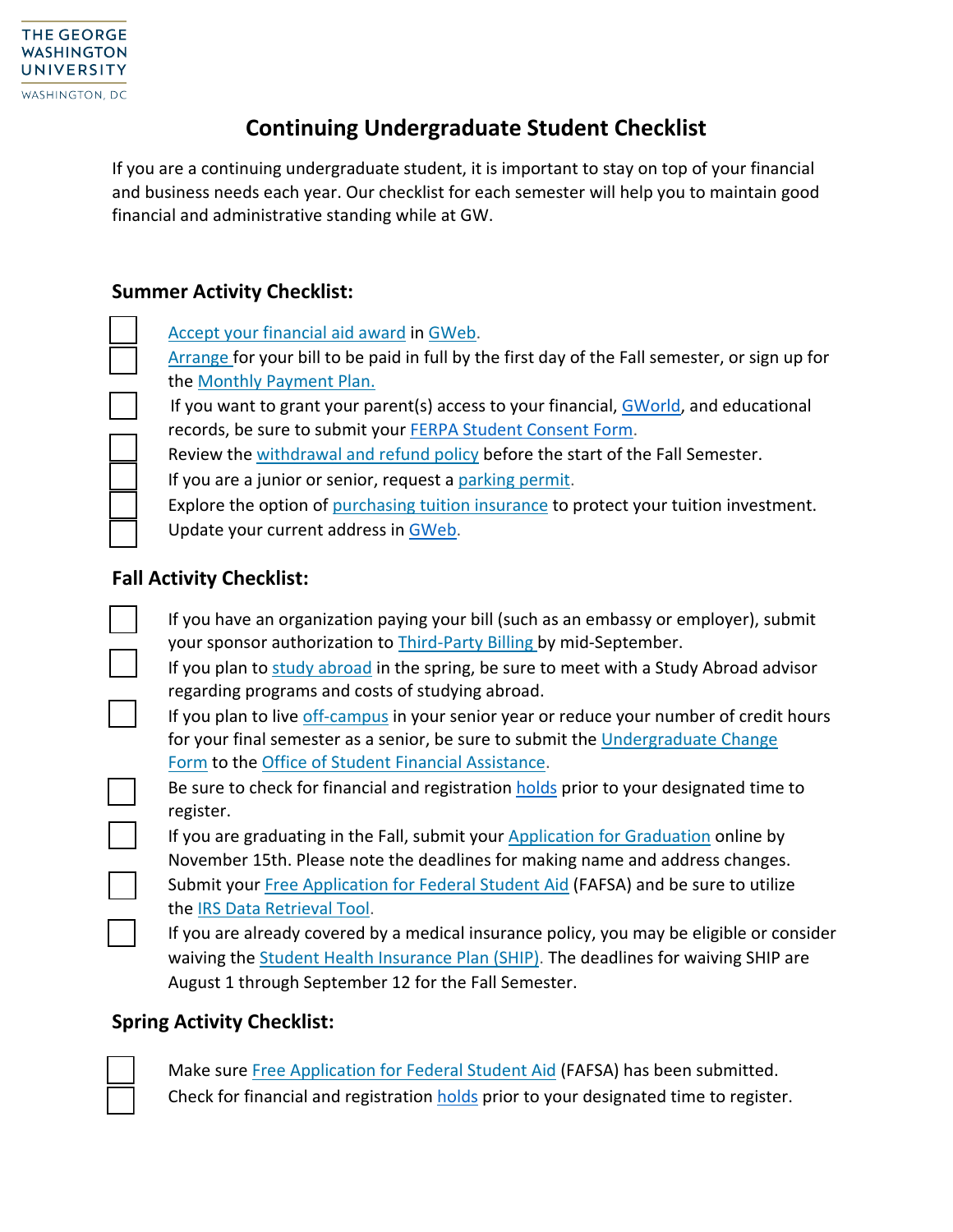THE GEORGE WASHINGTON UNIVERSITY
WASHINGTON, DC

# Continuing Undergraduate Student Checklist

If you are a continuing undergraduate student, it is important to stay on top of your financial and business needs each year. Our checklist for each semester will help you to maintain good financial and administrative standing while at GW.

## Summer Activity Checklist:

- [ ] Accept your financial aid award in GWeb.
- [ ] Arrange for your bill to be paid in full by the first day of the Fall semester, or sign up for the Monthly Payment Plan.
- [ ] If you want to grant your parent(s) access to your financial, GWorld, and educational records, be sure to submit your FERPA Student Consent Form.
- [ ] Review the withdrawal and refund policy before the start of the Fall Semester.
- [ ] If you are a junior or senior, request a parking permit.
- [ ] Explore the option of purchasing tuition insurance to protect your tuition investment.
- [ ] Update your current address in GWeb.

## Fall Activity Checklist:

- [ ] If you have an organization paying your bill (such as an embassy or employer), submit your sponsor authorization to Third-Party Billing by mid-September.
- [ ] If you plan to study abroad in the spring, be sure to meet with a Study Abroad advisor regarding programs and costs of studying abroad.
- [ ] If you plan to live off-campus in your senior year or reduce your number of credit hours for your final semester as a senior, be sure to submit the Undergraduate Change Form to the Office of Student Financial Assistance.
- [ ] Be sure to check for financial and registration holds prior to your designated time to register.
- [ ] If you are graduating in the Fall, submit your Application for Graduation online by November 15th. Please note the deadlines for making name and address changes.
- [ ] Submit your Free Application for Federal Student Aid (FAFSA) and be sure to utilize the IRS Data Retrieval Tool.
- [ ] If you are already covered by a medical insurance policy, you may be eligible or consider waiving the Student Health Insurance Plan (SHIP). The deadlines for waiving SHIP are August 1 through September 12 for the Fall Semester.

## Spring Activity Checklist:

- [ ] Make sure Free Application for Federal Student Aid (FAFSA) has been submitted.
- [ ] Check for financial and registration holds prior to your designated time to register.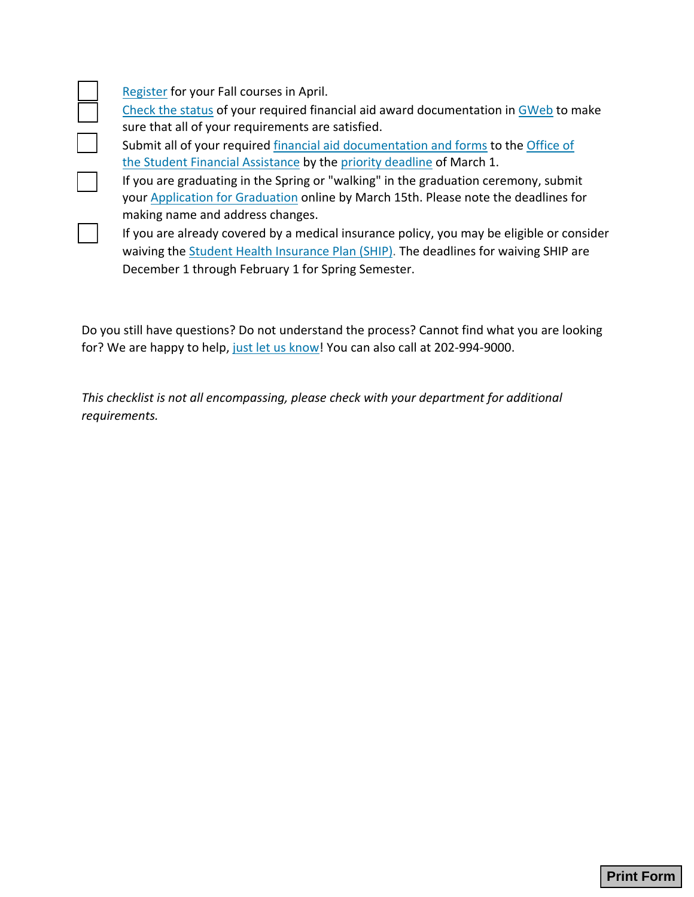- [ ] Register for your Fall courses in April.
- [ ] Check the status of your required financial aid award documentation in GWeb to make sure that all of your requirements are satisfied.
- [ ] Submit all of your required financial aid documentation and forms to the Office of the Student Financial Assistance by the priority deadline of March 1.
- [ ] If you are graduating in the Spring or "walking" in the graduation ceremony, submit your Application for Graduation online by March 15th. Please note the deadlines for making name and address changes.
- [ ] If you are already covered by a medical insurance policy, you may be eligible or consider waiving the Student Health Insurance Plan (SHIP). The deadlines for waiving SHIP are December 1 through February 1 for Spring Semester.

Do you still have questions? Do not understand the process? Cannot find what you are looking for? We are happy to help, just let us know! You can also call at 202-994-9000.

*This checklist is not all encompassing, please check with your department for additional requirements.*

Print Form